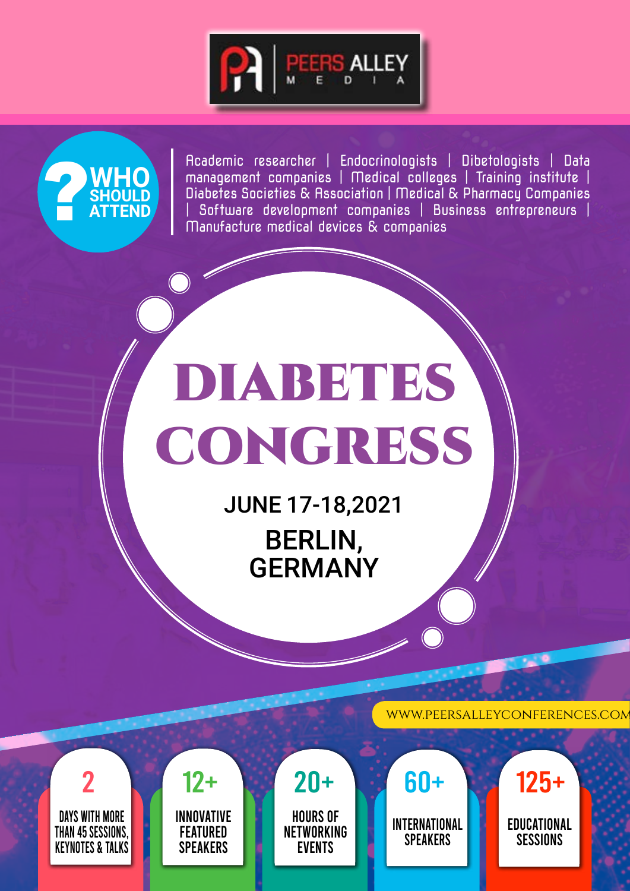PEERS ALLEY MEDIA

## WHO SHOULD ATTEND

Academic researcher | Endocrinologists | Dibetologists | Data management companies | Medical colleges | Training institute | Diabetes Societies & Association | Medical & Pharmacy Companies | Software development companies | Business entrepreneurs | Manufacture medical devices & companies

# DIABETES CONGRESS

JUNE 17-18,2021

BERLIN, GERMANY

WWW.PEERSALLEYCONFERENCES.COM

**2**
DAYS WITH MORE THAN 45 SESSIONS, KEYNOTES & TALKS

**12+**
INNOVATIVE FEATURED SPEAKERS

**20+**
HOURS OF NETWORKING EVENTS

**60+**
INTERNATIONAL SPEAKERS

**125+**
EDUCATIONAL SESSIONS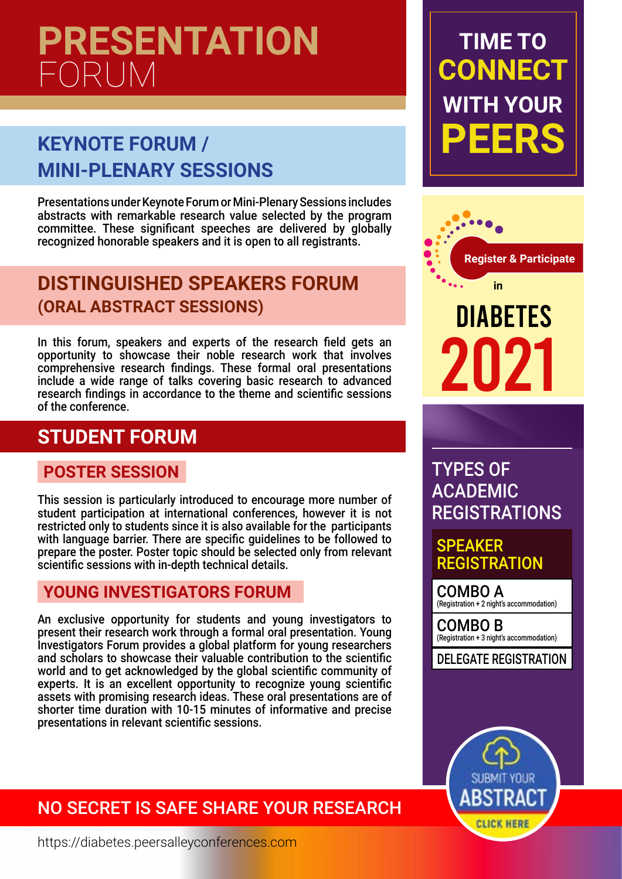# PRESENTATION FORUM

## KEYNOTE FORUM / MINI-PLENARY SESSIONS

Presentations under Keynote Forum or Mini-Plenary Sessions includes abstracts with remarkable research value selected by the program committee. These significant speeches are delivered by globally recognized honorable speakers and it is open to all registrants.

## DISTINGUISHED SPEAKERS FORUM (ORAL ABSTRACT SESSIONS)

In this forum, speakers and experts of the research field gets an opportunity to showcase their noble research work that involves comprehensive research findings. These formal oral presentations include a wide range of talks covering basic research to advanced research findings in accordance to the theme and scientific sessions of the conference.

## STUDENT FORUM

### POSTER SESSION

This session is particularly introduced to encourage more number of student participation at international conferences, however it is not restricted only to students since it is also available for the participants with language barrier. There are specific guidelines to be followed to prepare the poster. Poster topic should be selected only from relevant scientific sessions with in-depth technical details.

### YOUNG INVESTIGATORS FORUM

An exclusive opportunity for students and young investigators to present their research work through a formal oral presentation. Young Investigators Forum provides a global platform for young researchers and scholars to showcase their valuable contribution to the scientific world and to get acknowledged by the global scientific community of experts. It is an excellent opportunity to recognize young scientific assets with promising research ideas. These oral presentations are of shorter time duration with 10-15 minutes of informative and precise presentations in relevant scientific sessions.

**TIME TO CONNECT WITH YOUR PEERS**

Register & Participate in DIABETES 2021

## TYPES OF ACADEMIC REGISTRATIONS

**SPEAKER REGISTRATION**

COMBO A (Registration + 2 night's accommodation)

COMBO B (Registration + 3 night's accommodation)

DELEGATE REGISTRATION

SUBMIT YOUR ABSTRACT CLICK HERE

NO SECRET IS SAFE SHARE YOUR RESEARCH

https://diabetes.peersalleyconferences.com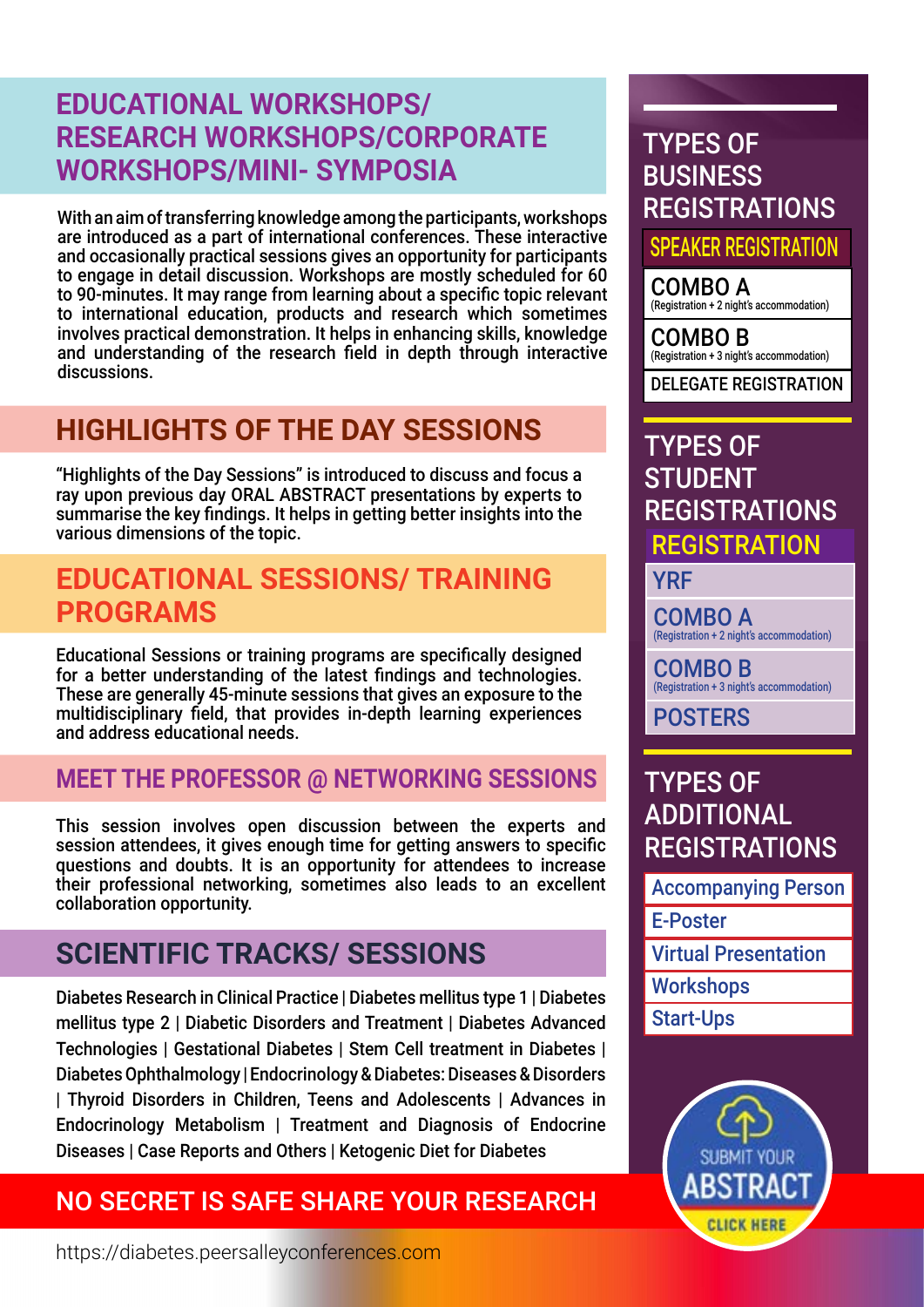## EDUCATIONAL WORKSHOPS/ RESEARCH WORKSHOPS/CORPORATE WORKSHOPS/MINI- SYMPOSIA

With an aim of transferring knowledge among the participants, workshops are introduced as a part of international conferences. These interactive and occasionally practical sessions gives an opportunity for participants to engage in detail discussion. Workshops are mostly scheduled for 60 to 90-minutes. It may range from learning about a specific topic relevant to international education, products and research which sometimes involves practical demonstration. It helps in enhancing skills, knowledge and understanding of the research field in depth through interactive discussions.

## HIGHLIGHTS OF THE DAY SESSIONS

"Highlights of the Day Sessions" is introduced to discuss and focus a ray upon previous day ORAL ABSTRACT presentations by experts to summarise the key findings. It helps in getting better insights into the various dimensions of the topic.

## EDUCATIONAL SESSIONS/ TRAINING PROGRAMS

Educational Sessions or training programs are specifically designed for a better understanding of the latest findings and technologies. These are generally 45-minute sessions that gives an exposure to the multidisciplinary field, that provides in-depth learning experiences and address educational needs.

## MEET THE PROFESSOR @ NETWORKING SESSIONS

This session involves open discussion between the experts and session attendees, it gives enough time for getting answers to specific questions and doubts. It is an opportunity for attendees to increase their professional networking, sometimes also leads to an excellent collaboration opportunity.

## SCIENTIFIC TRACKS/ SESSIONS

Diabetes Research in Clinical Practice | Diabetes mellitus type 1 | Diabetes mellitus type 2 | Diabetic Disorders and Treatment | Diabetes Advanced Technologies | Gestational Diabetes | Stem Cell treatment in Diabetes | Diabetes Ophthalmology | Endocrinology & Diabetes: Diseases & Disorders | Thyroid Disorders in Children, Teens and Adolescents | Advances in Endocrinology Metabolism | Treatment and Diagnosis of Endocrine Diseases | Case Reports and Others | Ketogenic Diet for Diabetes

## TYPES OF BUSINESS REGISTRATIONS

- SPEAKER REGISTRATION
- COMBO A (Registration + 2 night's accommodation)
- COMBO B (Registration + 3 night's accommodation)
- DELEGATE REGISTRATION

## TYPES OF STUDENT REGISTRATIONS

- REGISTRATION
- YRF
- COMBO A (Registration + 2 night's accommodation)
- COMBO B (Registration + 3 night's accommodation)
- POSTERS

## TYPES OF ADDITIONAL REGISTRATIONS

- Accompanying Person
- E-Poster
- Virtual Presentation
- Workshops
- Start-Ups

SUBMIT YOUR ABSTRACT
CLICK HERE

**NO SECRET IS SAFE SHARE YOUR RESEARCH**

https://diabetes.peersalleyconferences.com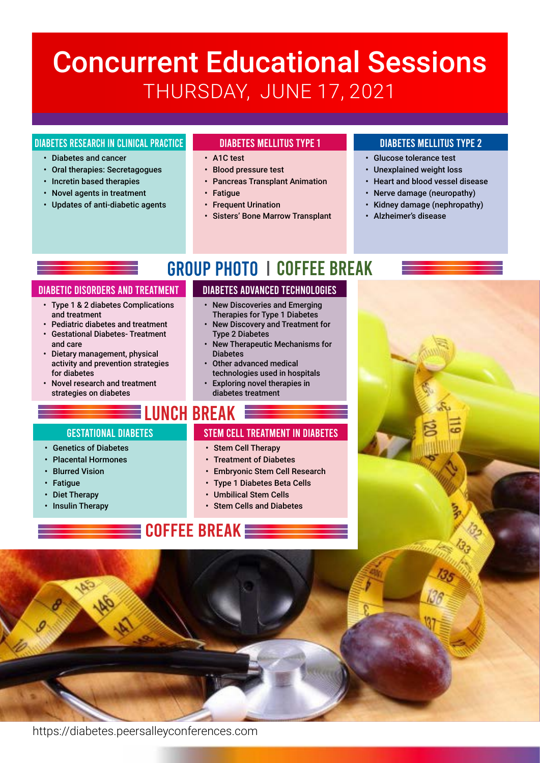# Concurrent Educational Sessions

THURSDAY, JUNE 17, 2021

## DIABETES RESEARCH IN CLINICAL PRACTICE

- Diabetes and cancer
- Oral therapies: Secretagogues
- Incretin based therapies
- Novel agents in treatment
- Updates of anti-diabetic agents

## DIABETES MELLITUS TYPE 1

- A1C test
- Blood pressure test
- Pancreas Transplant Animation
- Fatigue
- Frequent Urination
- Sisters' Bone Marrow Transplant

## DIABETES MELLITUS TYPE 2

- Glucose tolerance test
- Unexplained weight loss
- Heart and blood vessel disease
- Nerve damage (neuropathy)
- Kidney damage (nephropathy)
- Alzheimer's disease

## GROUP PHOTO | COFFEE BREAK

## DIABETIC DISORDERS AND TREATMENT

- Type 1 & 2 diabetes Complications and treatment
- Pediatric diabetes and treatment
- Gestational Diabetes- Treatment and care
- Dietary management, physical activity and prevention strategies for diabetes
- Novel research and treatment strategies on diabetes

## DIABETES ADVANCED TECHNOLOGIES

- New Discoveries and Emerging Therapies for Type 1 Diabetes
- New Discovery and Treatment for Type 2 Diabetes
- New Therapeutic Mechanisms for Diabetes
- Other advanced medical technologies used in hospitals
- Exploring novel therapies in diabetes treatment

## LUNCH BREAK

## GESTATIONAL DIABETES

- Genetics of Diabetes
- Placental Hormones
- Blurred Vision
- Fatigue
- Diet Therapy
- Insulin Therapy

## STEM CELL TREATMENT IN DIABETES

- Stem Cell Therapy
- Treatment of Diabetes
- Embryonic Stem Cell Research
- Type 1 Diabetes Beta Cells
- Umbilical Stem Cells
- Stem Cells and Diabetes

## COFFEE BREAK

https://diabetes.peersalleyconferences.com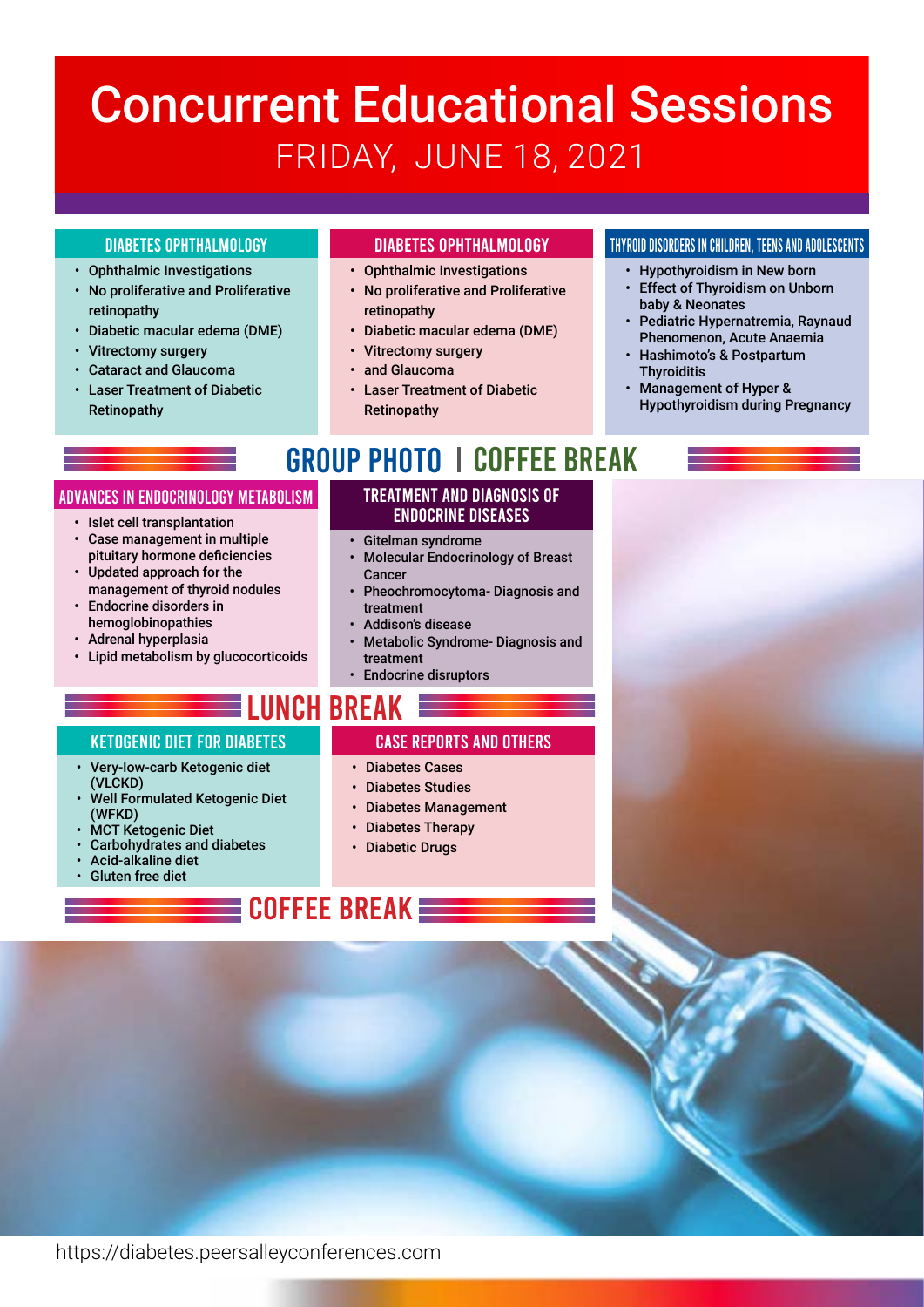# Concurrent Educational Sessions

## FRIDAY, JUNE 18, 2021

### DIABETES OPHTHALMOLOGY

- Ophthalmic Investigations
- No proliferative and Proliferative retinopathy
- Diabetic macular edema (DME)
- Vitrectomy surgery
- Cataract and Glaucoma
- Laser Treatment of Diabetic Retinopathy

### DIABETES OPHTHALMOLOGY

- Ophthalmic Investigations
- No proliferative and Proliferative retinopathy
- Diabetic macular edema (DME)
- Vitrectomy surgery
- and Glaucoma
- Laser Treatment of Diabetic Retinopathy

### THYROID DISORDERS IN CHILDREN, TEENS AND ADOLESCENTS

- Hypothyroidism in New born
- Effect of Thyroidism on Unborn baby & Neonates
- Pediatric Hypernatremia, Raynaud Phenomenon, Acute Anaemia
- Hashimoto's & Postpartum Thyroiditis
- Management of Hyper & Hypothyroidism during Pregnancy

## GROUP PHOTO | COFFEE BREAK

### ADVANCES IN ENDOCRINOLOGY METABOLISM

- Islet cell transplantation
- Case management in multiple pituitary hormone deficiencies
- Updated approach for the management of thyroid nodules
- Endocrine disorders in hemoglobinopathies
- Adrenal hyperplasia
- Lipid metabolism by glucocorticoids

### TREATMENT AND DIAGNOSIS OF ENDOCRINE DISEASES

- Gitelman syndrome
- Molecular Endocrinology of Breast Cancer
- Pheochromocytoma- Diagnosis and treatment
- Addison's disease
- Metabolic Syndrome- Diagnosis and treatment
- Endocrine disruptors

## LUNCH BREAK

### KETOGENIC DIET FOR DIABETES

- Very-low-carb Ketogenic diet (VLCKD)
- Well Formulated Ketogenic Diet (WFKD)
- MCT Ketogenic Diet
- Carbohydrates and diabetes
- Acid-alkaline diet
- Gluten free diet

### CASE REPORTS AND OTHERS

- Diabetes Cases
- Diabetes Studies
- Diabetes Management
- Diabetes Therapy
- Diabetic Drugs

## COFFEE BREAK

https://diabetes.peersalleyconferences.com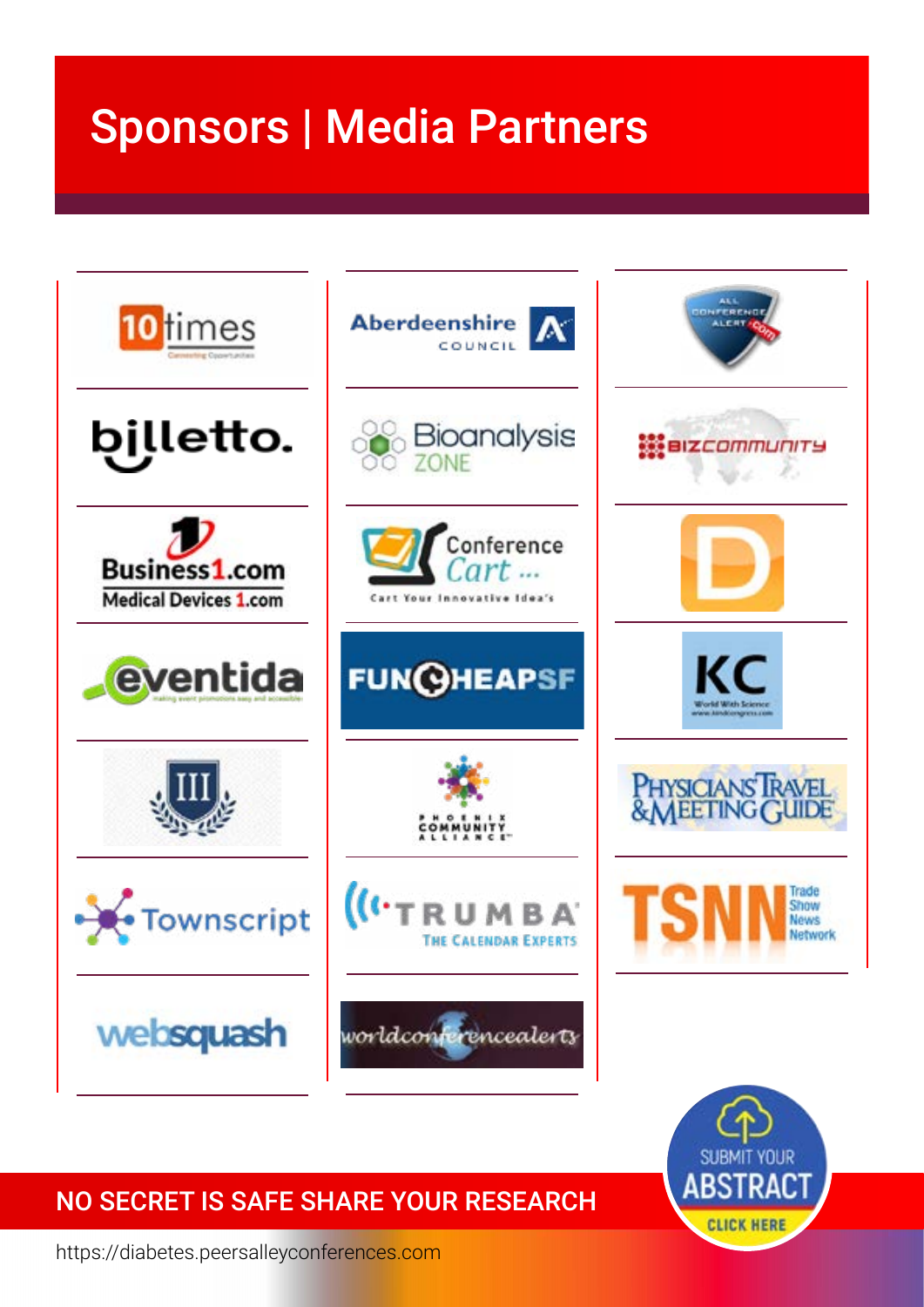# Sponsors | Media Partners

10times

Aberdeenshire COUNCIL

ALL CONFERENCE ALERT .com

billetto.

Bioanalysis ZONE

BIZCOMMUNITY

Business1.com Medical Devices 1.com

Conference Cart ... Cart Your Innovative Idea's

eventida

FUNCHEAPSF

KC World With Science

PHOENIX COMMUNITY ALLIANCE

PHYSICIANS TRAVEL & MEETING GUIDE

Townscript

TRUMBA THE CALENDAR EXPERTS

TSNN Trade Show News Network

websquash

worldconferencealerts

NO SECRET IS SAFE SHARE YOUR RESEARCH

SUBMIT YOUR ABSTRACT CLICK HERE

https://diabetes.peersalleyconferences.com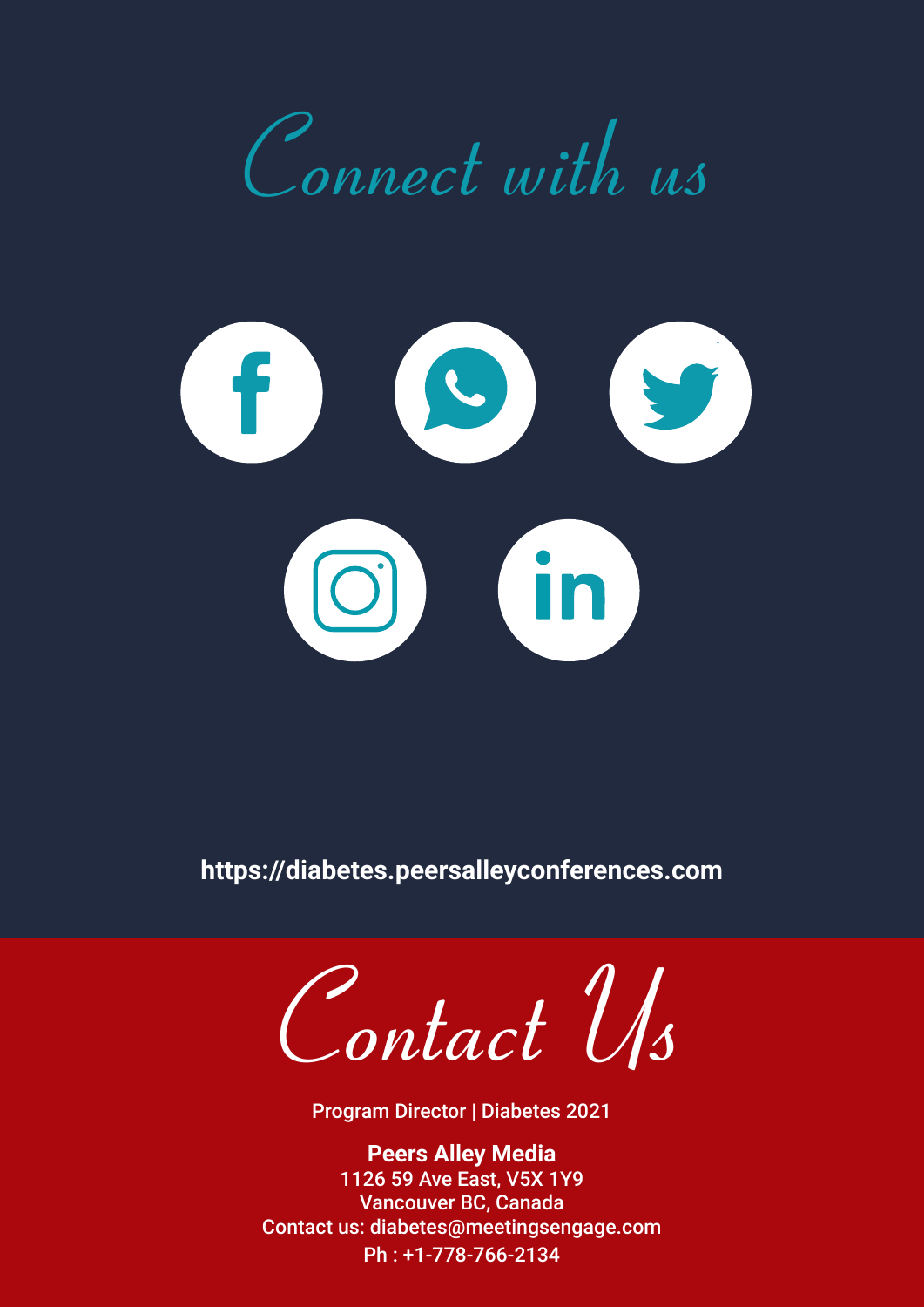# Connect with us

**https://diabetes.peersalleyconferences.com**

# Contact Us

Program Director | Diabetes 2021

**Peers Alley Media**
1126 59 Ave East, V5X 1Y9
Vancouver BC, Canada
Contact us: diabetes@meetingsengage.com
Ph : +1-778-766-2134